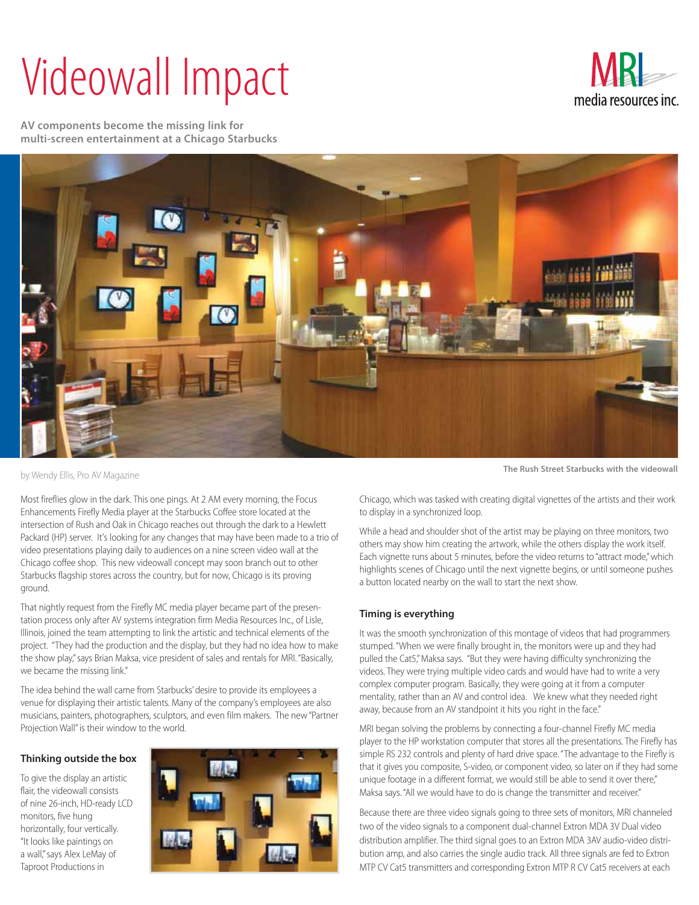# Videowall Impact

**AV components become the missing link for multi-screen entertainment at a Chicago Starbucks**

The Rush Street Starbucks with the videowall

by Wendy Ellis, Pro AV Magazine

Most fireflies glow in the dark. This one pings. At 2 AM every morning, the Focus Enhancements Firefly Media player at the Starbucks Coffee store located at the intersection of Rush and Oak in Chicago reaches out through the dark to a Hewlett Packard (HP) server. It's looking for any changes that may have been made to a trio of video presentations playing daily to audiences on a nine screen video wall at the Chicago coffee shop. This new videowall concept may soon branch out to other Starbucks flagship stores across the country, but for now, Chicago is its proving ground.

That nightly request from the Firefly MC media player became part of the presentation process only after AV systems integration firm Media Resources Inc., of Lisle, Illinois, joined the team attempting to link the artistic and technical elements of the project. "They had the production and the display, but they had no idea how to make the show play," says Brian Maksa, vice president of sales and rentals for MRI. "Basically, we became the missing link."

The idea behind the wall came from Starbucks' desire to provide its employees a venue for displaying their artistic talents. Many of the company's employees are also musicians, painters, photographers, sculptors, and even film makers. The new "Partner Projection Wall" is their window to the world.

### Thinking outside the box

To give the display an artistic flair, the videowall consists of nine 26-inch, HD-ready LCD monitors, five hung horizontally, four vertically. "It looks like paintings on a wall," says Alex LeMay of Taproot Productions in Chicago, which was tasked with creating digital vignettes of the artists and their work to display in a synchronized loop.

While a head and shoulder shot of the artist may be playing on three monitors, two others may show him creating the artwork, while the others display the work itself. Each vignette runs about 5 minutes, before the video returns to "attract mode," which highlights scenes of Chicago until the next vignette begins, or until someone pushes a button located nearby on the wall to start the next show.

### Timing is everything

It was the smooth synchronization of this montage of videos that had programmers stumped. "When we were finally brought in, the monitors were up and they had pulled the Cat5," Maksa says. "But they were having difficulty synchronizing the videos. They were trying multiple video cards and would have had to write a very complex computer program. Basically, they were going at it from a computer mentality, rather than an AV and control idea. We knew what they needed right away, because from an AV standpoint it hits you right in the face."

MRI began solving the problems by connecting a four-channel Firefly MC media player to the HP workstation computer that stores all the presentations. The Firefly has simple RS 232 controls and plenty of hard drive space. "The advantage to the Firefly is that it gives you composite, S-video, or component video, so later on if they had some unique footage in a different format, we would still be able to send it over there," Maksa says. "All we would have to do is change the transmitter and receiver."

Because there are three video signals going to three sets of monitors, MRI channeled two of the video signals to a component dual-channel Extron MDA 3V Dual video distribution amplifier. The third signal goes to an Extron MDA 3AV audio-video distribution amp, and also carries the single audio track. All three signals are fed to Extron MTP CV Cat5 transmitters and corresponding Extron MTP R CV Cat5 receivers at each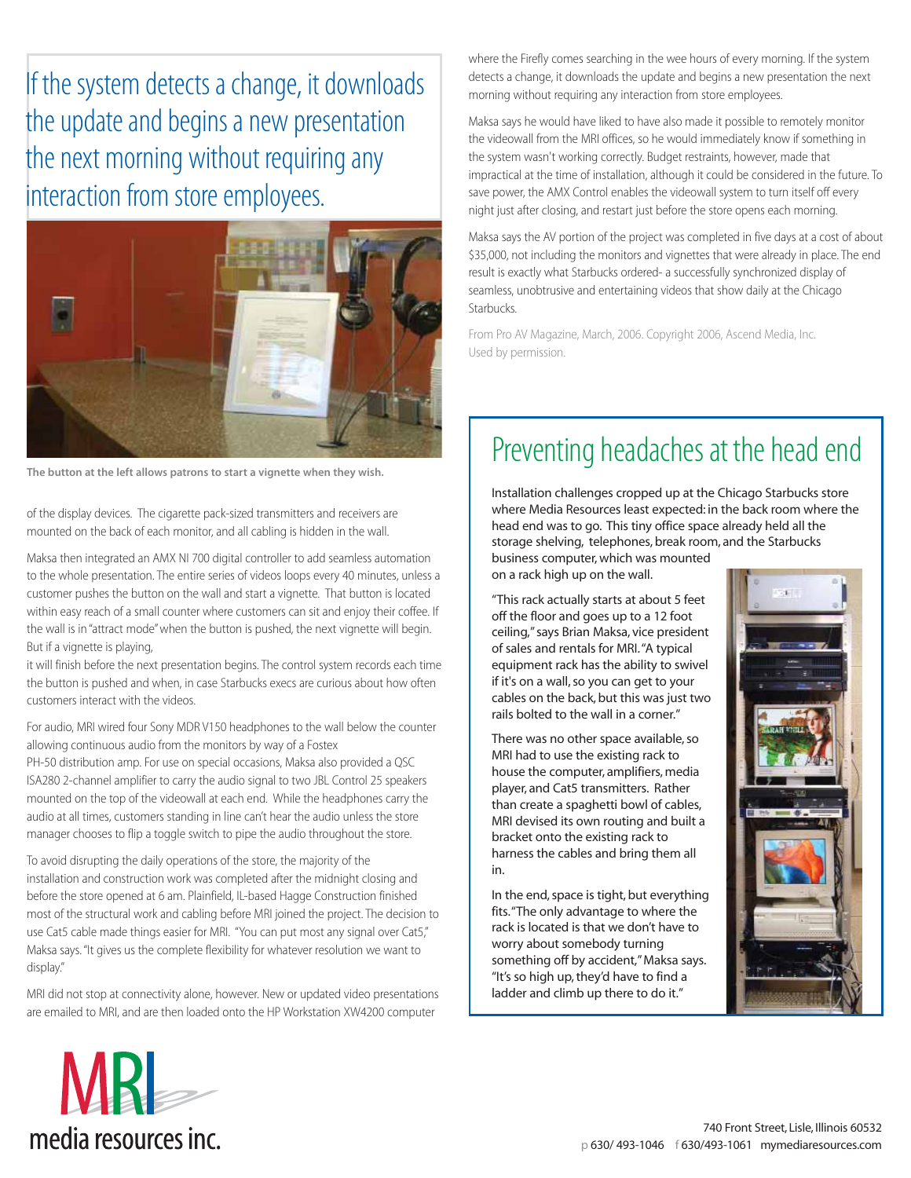If the system detects a change, it downloads the update and begins a new presentation the next morning without requiring any interaction from store employees.

The button at the left allows patrons to start a vignette when they wish.

of the display devices. The cigarette pack-sized transmitters and receivers are mounted on the back of each monitor, and all cabling is hidden in the wall.

Maksa then integrated an AMX NI 700 digital controller to add seamless automation to the whole presentation. The entire series of videos loops every 40 minutes, unless a customer pushes the button on the wall and start a vignette. That button is located within easy reach of a small counter where customers can sit and enjoy their coffee. If the wall is in "attract mode" when the button is pushed, the next vignette will begin. But if a vignette is playing, it will finish before the next presentation begins. The control system records each time the button is pushed and when, in case Starbucks execs are curious about how often customers interact with the videos.

For audio, MRI wired four Sony MDR V150 headphones to the wall below the counter allowing continuous audio from the monitors by way of a Fostex PH-50 distribution amp. For use on special occasions, Maksa also provided a QSC ISA280 2-channel amplifier to carry the audio signal to two JBL Control 25 speakers mounted on the top of the videowall at each end. While the headphones carry the audio at all times, customers standing in line can't hear the audio unless the store manager chooses to flip a toggle switch to pipe the audio throughout the store.

To avoid disrupting the daily operations of the store, the majority of the installation and construction work was completed after the midnight closing and before the store opened at 6 am. Plainfield, IL-based Hagge Construction finished most of the structural work and cabling before MRI joined the project. The decision to use Cat5 cable made things easier for MRI. "You can put most any signal over Cat5," Maksa says. "It gives us the complete flexibility for whatever resolution we want to display."

MRI did not stop at connectivity alone, however. New or updated video presentations are emailed to MRI, and are then loaded onto the HP Workstation XW4200 computer where the Firefly comes searching in the wee hours of every morning. If the system detects a change, it downloads the update and begins a new presentation the next morning without requiring any interaction from store employees.

Maksa says he would have liked to have also made it possible to remotely monitor the videowall from the MRI offices, so he would immediately know if something in the system wasn't working correctly. Budget restraints, however, made that impractical at the time of installation, although it could be considered in the future. To save power, the AMX Control enables the videowall system to turn itself off every night just after closing, and restart just before the store opens each morning.

Maksa says the AV portion of the project was completed in five days at a cost of about $35,000, not including the monitors and vignettes that were already in place. The end result is exactly what Starbucks ordered- a successfully synchronized display of seamless, unobtrusive and entertaining videos that show daily at the Chicago Starbucks.

From Pro AV Magazine, March, 2006. Copyright 2006, Ascend Media, Inc. Used by permission.

## Preventing headaches at the head end

Installation challenges cropped up at the Chicago Starbucks store where Media Resources least expected: in the back room where the head end was to go. This tiny office space already held all the storage shelving, telephones, break room, and the Starbucks business computer, which was mounted on a rack high up on the wall.

"This rack actually starts at about 5 feet off the floor and goes up to a 12 foot ceiling," says Brian Maksa, vice president of sales and rentals for MRI. "A typical equipment rack has the ability to swivel if it's on a wall, so you can get to your cables on the back, but this was just two rails bolted to the wall in a corner."

There was no other space available, so MRI had to use the existing rack to house the computer, amplifiers, media player, and Cat5 transmitters. Rather than create a spaghetti bowl of cables, MRI devised its own routing and built a bracket onto the existing rack to harness the cables and bring them all in.

In the end, space is tight, but everything fits. "The only advantage to where the rack is located is that we don't have to worry about somebody turning something off by accident," Maksa says. "It's so high up, they'd have to find a ladder and climb up there to do it."

MRI
media resources inc.

740 Front Street, Lisle, Illinois 60532
p 630/ 493-1046 f 630/493-1061 mymediaresources.com